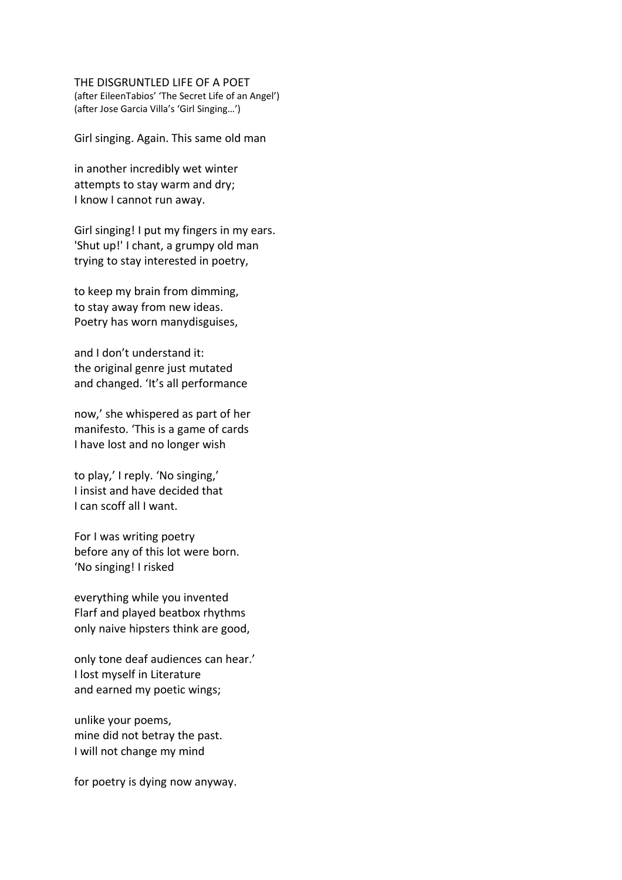# THE DISGRUNTLED LIFE OF A POET

(after EileenTabios' 'The Secret Life of an Angel')
(after Jose Garcia Villa's 'Girl Singing…')

Girl singing. Again. This same old man

in another incredibly wet winter
attempts to stay warm and dry;
I know I cannot run away.

Girl singing! I put my fingers in my ears.
'Shut up!' I chant, a grumpy old man
trying to stay interested in poetry,

to keep my brain from dimming,
to stay away from new ideas.
Poetry has worn manydisguises,

and I don't understand it:
the original genre just mutated
and changed. 'It's all performance

now,' she whispered as part of her
manifesto. 'This is a game of cards
I have lost and no longer wish

to play,' I reply. 'No singing,'
I insist and have decided that
I can scoff all I want.

For I was writing poetry
before any of this lot were born.
'No singing! I risked

everything while you invented
Flarf and played beatbox rhythms
only naive hipsters think are good,

only tone deaf audiences can hear.'
I lost myself in Literature
and earned my poetic wings;

unlike your poems,
mine did not betray the past.
I will not change my mind

for poetry is dying now anyway.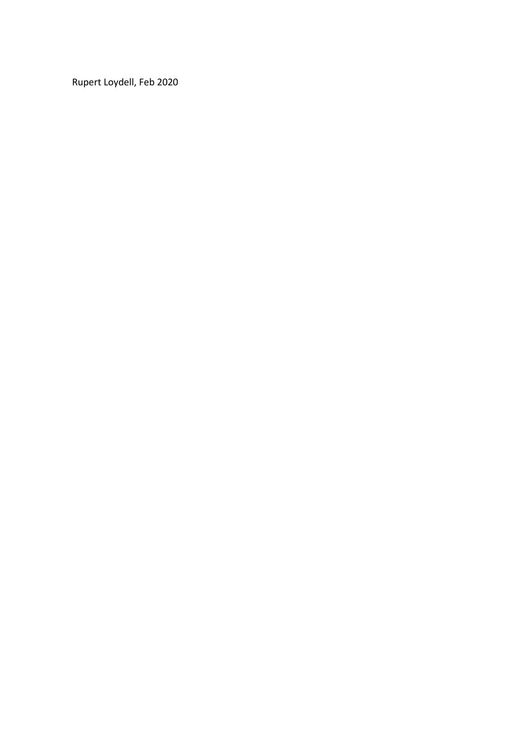Rupert Loydell, Feb 2020